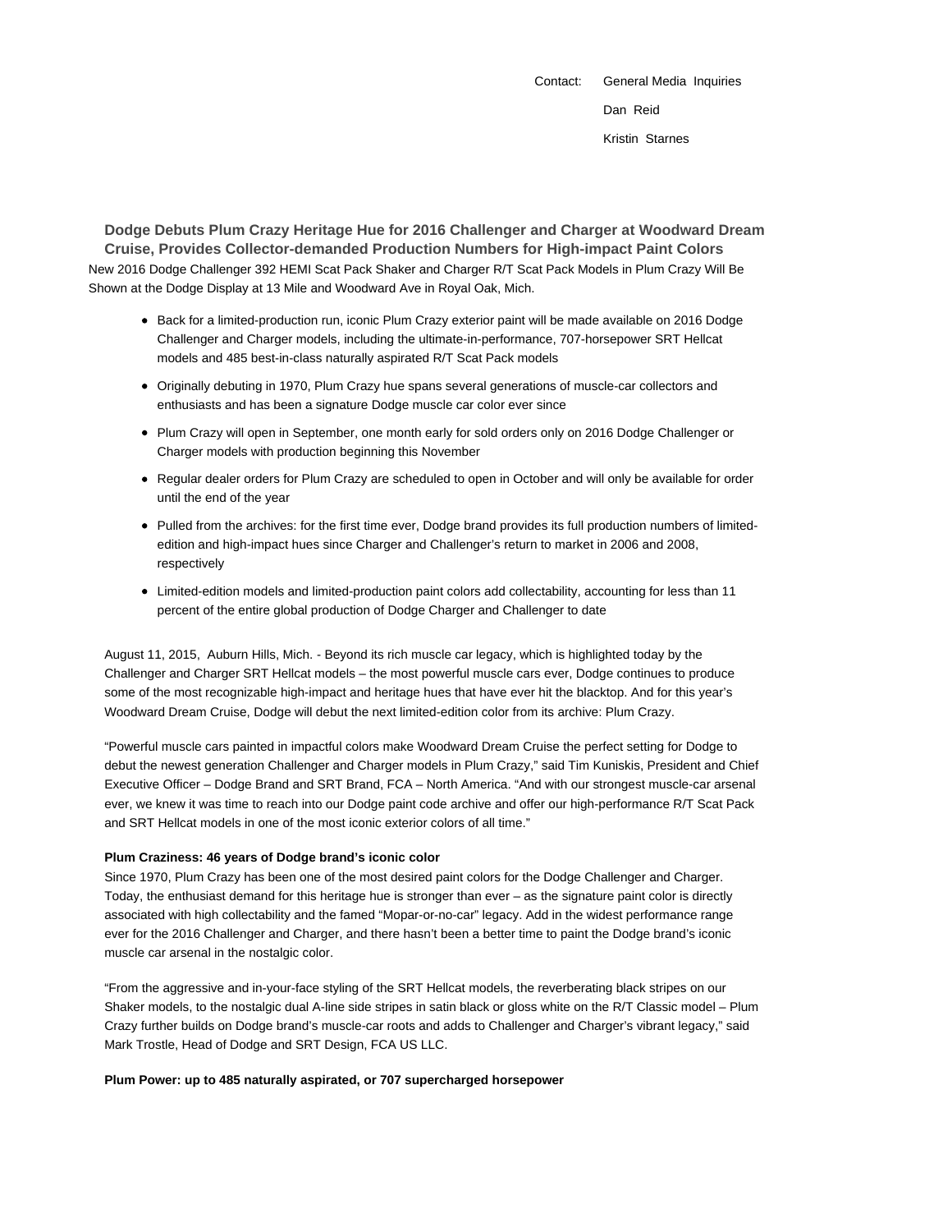Contact: General Media Inquiries

Dan Reid

Kristin Starnes

## Dodge Debuts Plum Crazy Heritage Hue for 2016 Challenger and Charger at Woodward Dream Cruise, Provides Collector-demanded Production Numbers for High-impact Paint Colors

New 2016 Dodge Challenger 392 HEMI Scat Pack Shaker and Charger R/T Scat Pack Models in Plum Crazy Will Be Shown at the Dodge Display at 13 Mile and Woodward Ave in Royal Oak, Mich.

- Back for a limited-production run, iconic Plum Crazy exterior paint will be made available on 2016 Dodge Challenger and Charger models, including the ultimate-in-performance, 707-horsepower SRT Hellcat models and 485 best-in-class naturally aspirated R/T Scat Pack models
- Originally debuting in 1970, Plum Crazy hue spans several generations of muscle-car collectors and enthusiasts and has been a signature Dodge muscle car color ever since
- Plum Crazy will open in September, one month early for sold orders only on 2016 Dodge Challenger or Charger models with production beginning this November
- Regular dealer orders for Plum Crazy are scheduled to open in October and will only be available for order until the end of the year
- Pulled from the archives: for the first time ever, Dodge brand provides its full production numbers of limited-edition and high-impact hues since Charger and Challenger's return to market in 2006 and 2008, respectively
- Limited-edition models and limited-production paint colors add collectability, accounting for less than 11 percent of the entire global production of Dodge Charger and Challenger to date

August 11, 2015, Auburn Hills, Mich. - Beyond its rich muscle car legacy, which is highlighted today by the Challenger and Charger SRT Hellcat models – the most powerful muscle cars ever, Dodge continues to produce some of the most recognizable high-impact and heritage hues that have ever hit the blacktop. And for this year's Woodward Dream Cruise, Dodge will debut the next limited-edition color from its archive: Plum Crazy.

"Powerful muscle cars painted in impactful colors make Woodward Dream Cruise the perfect setting for Dodge to debut the newest generation Challenger and Charger models in Plum Crazy," said Tim Kuniskis, President and Chief Executive Officer – Dodge Brand and SRT Brand, FCA – North America. "And with our strongest muscle-car arsenal ever, we knew it was time to reach into our Dodge paint code archive and offer our high-performance R/T Scat Pack and SRT Hellcat models in one of the most iconic exterior colors of all time."

**Plum Craziness: 46 years of Dodge brand's iconic color**

Since 1970, Plum Crazy has been one of the most desired paint colors for the Dodge Challenger and Charger. Today, the enthusiast demand for this heritage hue is stronger than ever – as the signature paint color is directly associated with high collectability and the famed "Mopar-or-no-car" legacy. Add in the widest performance range ever for the 2016 Challenger and Charger, and there hasn't been a better time to paint the Dodge brand's iconic muscle car arsenal in the nostalgic color.

"From the aggressive and in-your-face styling of the SRT Hellcat models, the reverberating black stripes on our Shaker models, to the nostalgic dual A-line side stripes in satin black or gloss white on the R/T Classic model – Plum Crazy further builds on Dodge brand's muscle-car roots and adds to Challenger and Charger's vibrant legacy," said Mark Trostle, Head of Dodge and SRT Design, FCA US LLC.

**Plum Power: up to 485 naturally aspirated, or 707 supercharged horsepower**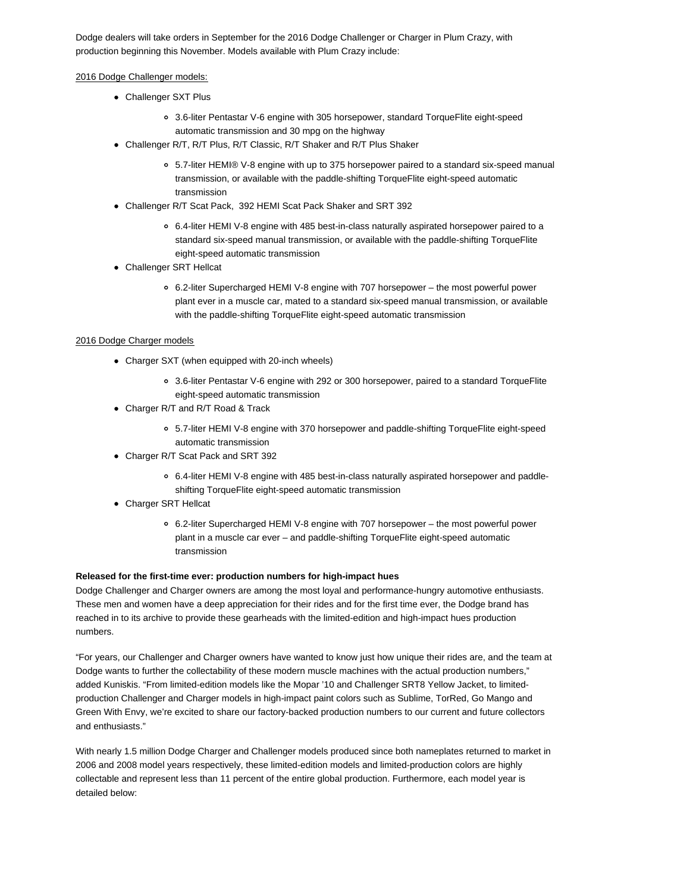Dodge dealers will take orders in September for the 2016 Dodge Challenger or Charger in Plum Crazy, with production beginning this November. Models available with Plum Crazy include:

<u>2016 Dodge Challenger models:</u>

- Challenger SXT Plus
  - 3.6-liter Pentastar V-6 engine with 305 horsepower, standard TorqueFlite eight-speed automatic transmission and 30 mpg on the highway
- Challenger R/T, R/T Plus, R/T Classic, R/T Shaker and R/T Plus Shaker
  - 5.7-liter HEMI® V-8 engine with up to 375 horsepower paired to a standard six-speed manual transmission, or available with the paddle-shifting TorqueFlite eight-speed automatic transmission
- Challenger R/T Scat Pack, 392 HEMI Scat Pack Shaker and SRT 392
  - 6.4-liter HEMI V-8 engine with 485 best-in-class naturally aspirated horsepower paired to a standard six-speed manual transmission, or available with the paddle-shifting TorqueFlite eight-speed automatic transmission
- Challenger SRT Hellcat
  - 6.2-liter Supercharged HEMI V-8 engine with 707 horsepower – the most powerful power plant ever in a muscle car, mated to a standard six-speed manual transmission, or available with the paddle-shifting TorqueFlite eight-speed automatic transmission

<u>2016 Dodge Charger models</u>

- Charger SXT (when equipped with 20-inch wheels)
  - 3.6-liter Pentastar V-6 engine with 292 or 300 horsepower, paired to a standard TorqueFlite eight-speed automatic transmission
- Charger R/T and R/T Road & Track
  - 5.7-liter HEMI V-8 engine with 370 horsepower and paddle-shifting TorqueFlite eight-speed automatic transmission
- Charger R/T Scat Pack and SRT 392
  - 6.4-liter HEMI V-8 engine with 485 best-in-class naturally aspirated horsepower and paddle-shifting TorqueFlite eight-speed automatic transmission
- Charger SRT Hellcat
  - 6.2-liter Supercharged HEMI V-8 engine with 707 horsepower – the most powerful power plant in a muscle car ever – and paddle-shifting TorqueFlite eight-speed automatic transmission

**Released for the first-time ever: production numbers for high-impact hues**

Dodge Challenger and Charger owners are among the most loyal and performance-hungry automotive enthusiasts. These men and women have a deep appreciation for their rides and for the first time ever, the Dodge brand has reached in to its archive to provide these gearheads with the limited-edition and high-impact hues production numbers.

"For years, our Challenger and Charger owners have wanted to know just how unique their rides are, and the team at Dodge wants to further the collectability of these modern muscle machines with the actual production numbers," added Kuniskis. "From limited-edition models like the Mopar '10 and Challenger SRT8 Yellow Jacket, to limited-production Challenger and Charger models in high-impact paint colors such as Sublime, TorRed, Go Mango and Green With Envy, we're excited to share our factory-backed production numbers to our current and future collectors and enthusiasts."

With nearly 1.5 million Dodge Charger and Challenger models produced since both nameplates returned to market in 2006 and 2008 model years respectively, these limited-edition models and limited-production colors are highly collectable and represent less than 11 percent of the entire global production. Furthermore, each model year is detailed below: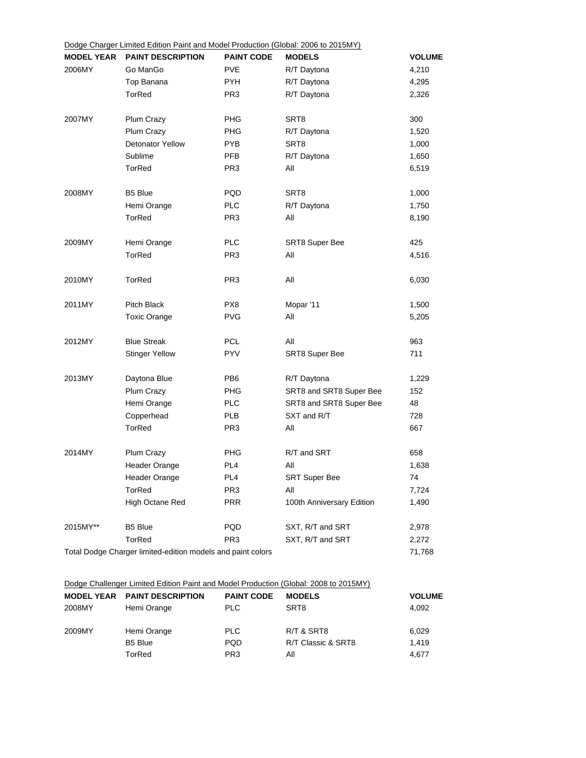Dodge Charger Limited Edition Paint and Model Production (Global: 2006 to 2015MY)

| MODEL YEAR | PAINT DESCRIPTION | PAINT CODE | MODELS | VOLUME |
|---|---|---|---|---|
| 2006MY | Go ManGo | PVE | R/T Daytona | 4,210 |
| | Top Banana | PYH | R/T Daytona | 4,295 |
| | TorRed | PR3 | R/T Daytona | 2,326 |
| 2007MY | Plum Crazy | PHG | SRT8 | 300 |
| | Plum Crazy | PHG | R/T Daytona | 1,520 |
| | Detonator Yellow | PYB | SRT8 | 1,000 |
| | Sublime | PFB | R/T Daytona | 1,650 |
| | TorRed | PR3 | All | 6,519 |
| 2008MY | B5 Blue | PQD | SRT8 | 1,000 |
| | Hemi Orange | PLC | R/T Daytona | 1,750 |
| | TorRed | PR3 | All | 8,190 |
| 2009MY | Hemi Orange | PLC | SRT8 Super Bee | 425 |
| | TorRed | PR3 | All | 4,516 |
| 2010MY | TorRed | PR3 | All | 6,030 |
| 2011MY | Pitch Black | PX8 | Mopar '11 | 1,500 |
| | Toxic Orange | PVG | All | 5,205 |
| 2012MY | Blue Streak | PCL | All | 963 |
| | Stinger Yellow | PYV | SRT8 Super Bee | 711 |
| 2013MY | Daytona Blue | PB6 | R/T Daytona | 1,229 |
| | Plum Crazy | PHG | SRT8 and SRT8 Super Bee | 152 |
| | Hemi Orange | PLC | SRT8 and SRT8 Super Bee | 48 |
| | Copperhead | PLB | SXT and R/T | 728 |
| | TorRed | PR3 | All | 667 |
| 2014MY | Plum Crazy | PHG | R/T and SRT | 658 |
| | Header Orange | PL4 | All | 1,638 |
| | Header Orange | PL4 | SRT Super Bee | 74 |
| | TorRed | PR3 | All | 7,724 |
| | High Octane Red | PRR | 100th Anniversary Edition | 1,490 |
| 2015MY** | B5 Blue | PQD | SXT, R/T and SRT | 2,978 |
| | TorRed | PR3 | SXT, R/T and SRT | 2,272 |
| Total Dodge Charger limited-edition models and paint colors | | | | 71,768 |

Dodge Challenger Limited Edition Paint and Model Production (Global: 2008 to 2015MY)

| MODEL YEAR | PAINT DESCRIPTION | PAINT CODE | MODELS | VOLUME |
|---|---|---|---|---|
| 2008MY | Hemi Orange | PLC | SRT8 | 4,092 |
| 2009MY | Hemi Orange | PLC | R/T & SRT8 | 6,029 |
| | B5 Blue | PQD | R/T Classic & SRT8 | 1,419 |
| | TorRed | PR3 | All | 4,677 |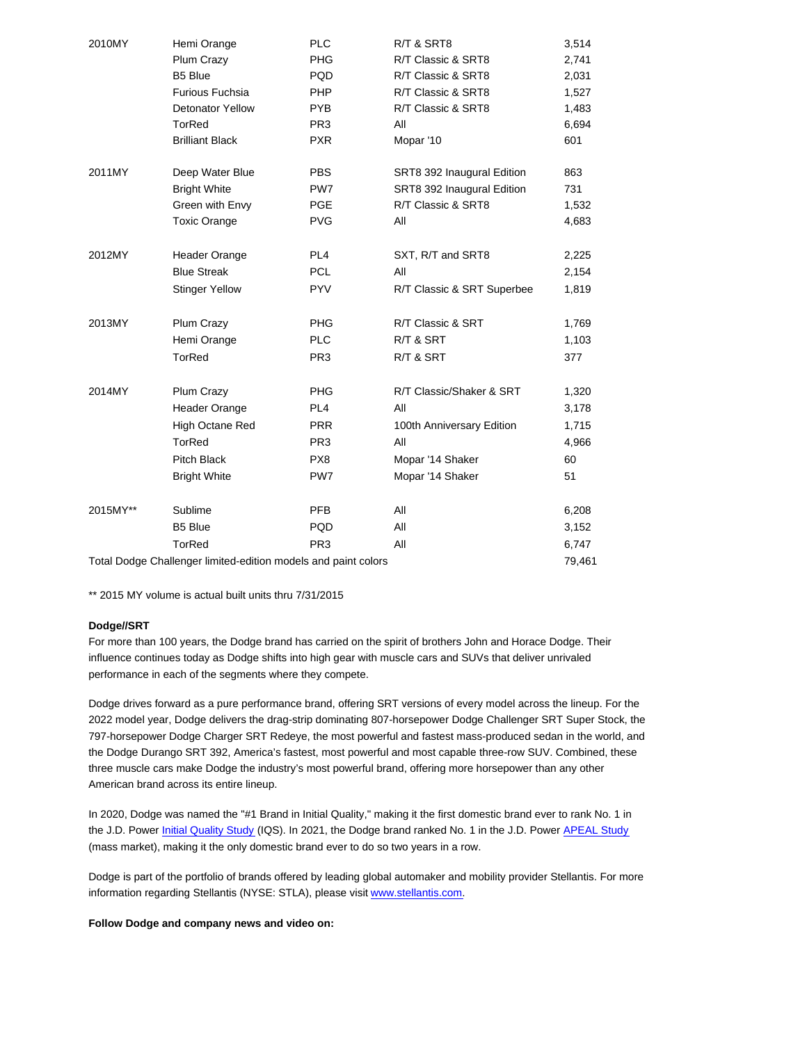| 2010MY | Hemi Orange | PLC | R/T & SRT8 | 3,514 |
|---|---|---|---|---|
| | Plum Crazy | PHG | R/T Classic & SRT8 | 2,741 |
| | B5 Blue | PQD | R/T Classic & SRT8 | 2,031 |
| | Furious Fuchsia | PHP | R/T Classic & SRT8 | 1,527 |
| | Detonator Yellow | PYB | R/T Classic & SRT8 | 1,483 |
| | TorRed | PR3 | All | 6,694 |
| | Brilliant Black | PXR | Mopar '10 | 601 |
| 2011MY | Deep Water Blue | PBS | SRT8 392 Inaugural Edition | 863 |
| | Bright White | PW7 | SRT8 392 Inaugural Edition | 731 |
| | Green with Envy | PGE | R/T Classic & SRT8 | 1,532 |
| | Toxic Orange | PVG | All | 4,683 |
| 2012MY | Header Orange | PL4 | SXT, R/T and SRT8 | 2,225 |
| | Blue Streak | PCL | All | 2,154 |
| | Stinger Yellow | PYV | R/T Classic & SRT Superbee | 1,819 |
| 2013MY | Plum Crazy | PHG | R/T Classic & SRT | 1,769 |
| | Hemi Orange | PLC | R/T & SRT | 1,103 |
| | TorRed | PR3 | R/T & SRT | 377 |
| 2014MY | Plum Crazy | PHG | R/T Classic/Shaker & SRT | 1,320 |
| | Header Orange | PL4 | All | 3,178 |
| | High Octane Red | PRR | 100th Anniversary Edition | 1,715 |
| | TorRed | PR3 | All | 4,966 |
| | Pitch Black | PX8 | Mopar '14 Shaker | 60 |
| | Bright White | PW7 | Mopar '14 Shaker | 51 |
| 2015MY** | Sublime | PFB | All | 6,208 |
| | B5 Blue | PQD | All | 3,152 |
| | TorRed | PR3 | All | 6,747 |
| Total Dodge Challenger limited-edition models and paint colors | | | | 79,461 |

** 2015 MY volume is actual built units thru 7/31/2015

**Dodge//SRT**

For more than 100 years, the Dodge brand has carried on the spirit of brothers John and Horace Dodge. Their influence continues today as Dodge shifts into high gear with muscle cars and SUVs that deliver unrivaled performance in each of the segments where they compete.

Dodge drives forward as a pure performance brand, offering SRT versions of every model across the lineup. For the 2022 model year, Dodge delivers the drag-strip dominating 807-horsepower Dodge Challenger SRT Super Stock, the 797-horsepower Dodge Charger SRT Redeye, the most powerful and fastest mass-produced sedan in the world, and the Dodge Durango SRT 392, America's fastest, most powerful and most capable three-row SUV. Combined, these three muscle cars make Dodge the industry's most powerful brand, offering more horsepower than any other American brand across its entire lineup.

In 2020, Dodge was named the "#1 Brand in Initial Quality," making it the first domestic brand ever to rank No. 1 in the J.D. Power Initial Quality Study (IQS). In 2021, the Dodge brand ranked No. 1 in the J.D. Power APEAL Study (mass market), making it the only domestic brand ever to do so two years in a row.

Dodge is part of the portfolio of brands offered by leading global automaker and mobility provider Stellantis. For more information regarding Stellantis (NYSE: STLA), please visit www.stellantis.com.

**Follow Dodge and company news and video on:**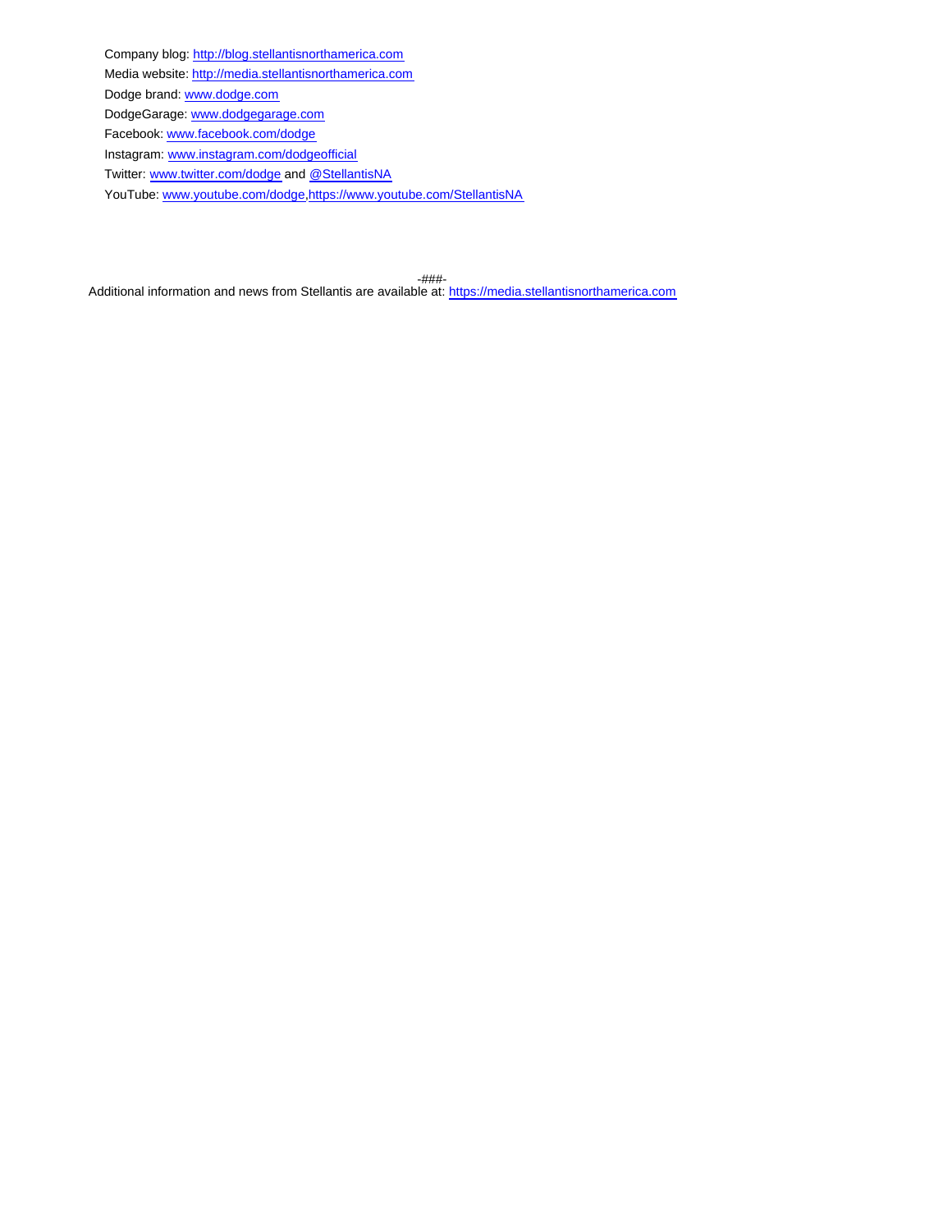Company blog: http://blog.stellantisnorthamerica.com

Media website: http://media.stellantisnorthamerica.com

Dodge brand: www.dodge.com

DodgeGarage: www.dodgegarage.com

Facebook: www.facebook.com/dodge

Instagram: www.instagram.com/dodgeofficial

Twitter: www.twitter.com/dodge and @StellantisNA

YouTube: www.youtube.com/dodge,https://www.youtube.com/StellantisNA

-###-

Additional information and news from Stellantis are available at: https://media.stellantisnorthamerica.com